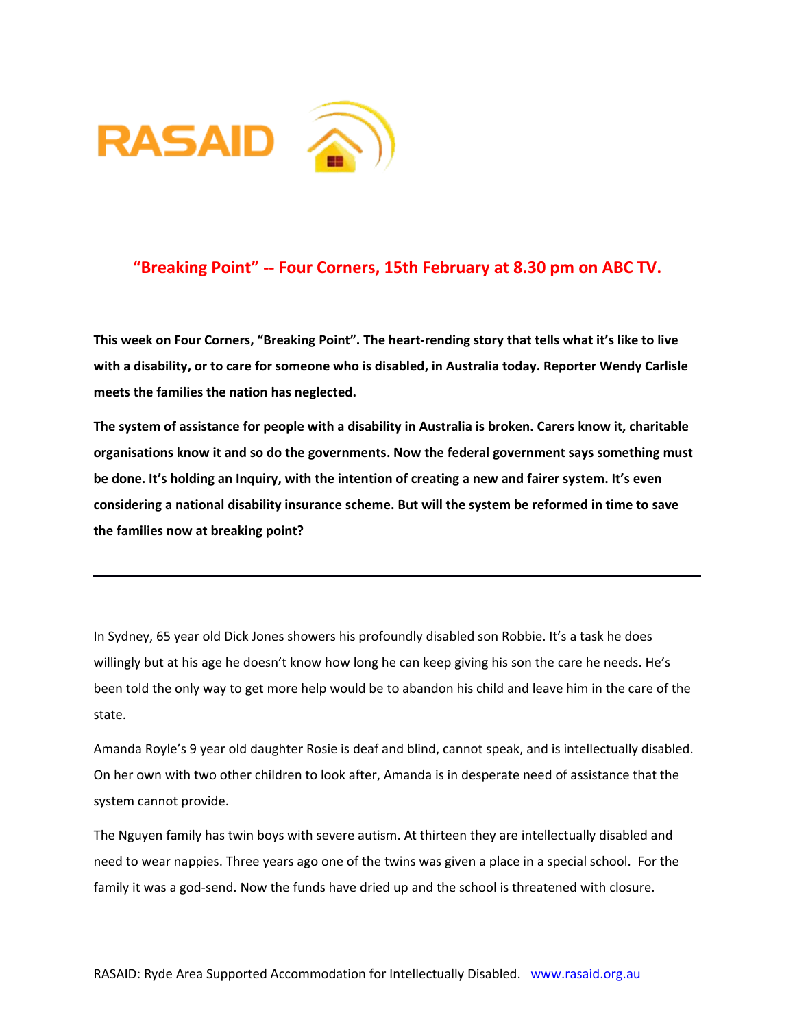RASAID

## "Breaking Point" -- Four Corners, 15th February at 8.30 pm on ABC TV.

**This week on Four Corners, "Breaking Point". The heart-rending story that tells what it's like to live with a disability, or to care for someone who is disabled, in Australia today. Reporter Wendy Carlisle meets the families the nation has neglected.**

**The system of assistance for people with a disability in Australia is broken. Carers know it, charitable organisations know it and so do the governments. Now the federal government says something must be done. It's holding an Inquiry, with the intention of creating a new and fairer system. It's even considering a national disability insurance scheme. But will the system be reformed in time to save the families now at breaking point?**

---

In Sydney, 65 year old Dick Jones showers his profoundly disabled son Robbie. It's a task he does willingly but at his age he doesn't know how long he can keep giving his son the care he needs. He's been told the only way to get more help would be to abandon his child and leave him in the care of the state.

Amanda Royle's 9 year old daughter Rosie is deaf and blind, cannot speak, and is intellectually disabled. On her own with two other children to look after, Amanda is in desperate need of assistance that the system cannot provide.

The Nguyen family has twin boys with severe autism. At thirteen they are intellectually disabled and need to wear nappies. Three years ago one of the twins was given a place in a special school. For the family it was a god-send. Now the funds have dried up and the school is threatened with closure.

RASAID: Ryde Area Supported Accommodation for Intellectually Disabled. www.rasaid.org.au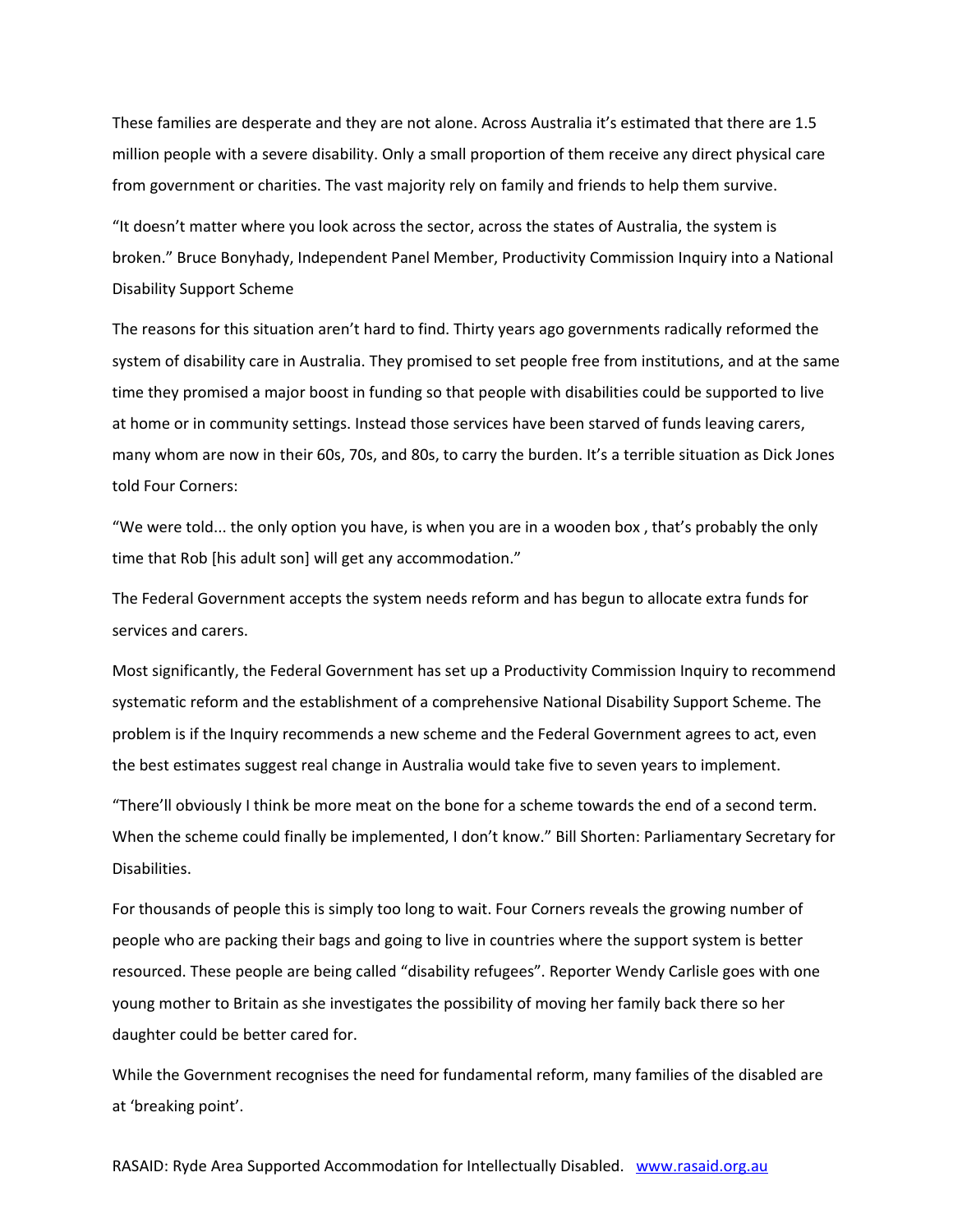These families are desperate and they are not alone. Across Australia it's estimated that there are 1.5 million people with a severe disability. Only a small proportion of them receive any direct physical care from government or charities. The vast majority rely on family and friends to help them survive.

"It doesn't matter where you look across the sector, across the states of Australia, the system is broken." Bruce Bonyhady, Independent Panel Member, Productivity Commission Inquiry into a National Disability Support Scheme

The reasons for this situation aren't hard to find. Thirty years ago governments radically reformed the system of disability care in Australia. They promised to set people free from institutions, and at the same time they promised a major boost in funding so that people with disabilities could be supported to live at home or in community settings. Instead those services have been starved of funds leaving carers, many whom are now in their 60s, 70s, and 80s, to carry the burden. It's a terrible situation as Dick Jones told Four Corners:

"We were told... the only option you have, is when you are in a wooden box , that's probably the only time that Rob [his adult son] will get any accommodation."

The Federal Government accepts the system needs reform and has begun to allocate extra funds for services and carers.

Most significantly, the Federal Government has set up a Productivity Commission Inquiry to recommend systematic reform and the establishment of a comprehensive National Disability Support Scheme. The problem is if the Inquiry recommends a new scheme and the Federal Government agrees to act, even the best estimates suggest real change in Australia would take five to seven years to implement.

"There'll obviously I think be more meat on the bone for a scheme towards the end of a second term. When the scheme could finally be implemented, I don't know." Bill Shorten: Parliamentary Secretary for Disabilities.

For thousands of people this is simply too long to wait. Four Corners reveals the growing number of people who are packing their bags and going to live in countries where the support system is better resourced. These people are being called "disability refugees". Reporter Wendy Carlisle goes with one young mother to Britain as she investigates the possibility of moving her family back there so her daughter could be better cared for.

While the Government recognises the need for fundamental reform, many families of the disabled are at 'breaking point'.

RASAID: Ryde Area Supported Accommodation for Intellectually Disabled. www.rasaid.org.au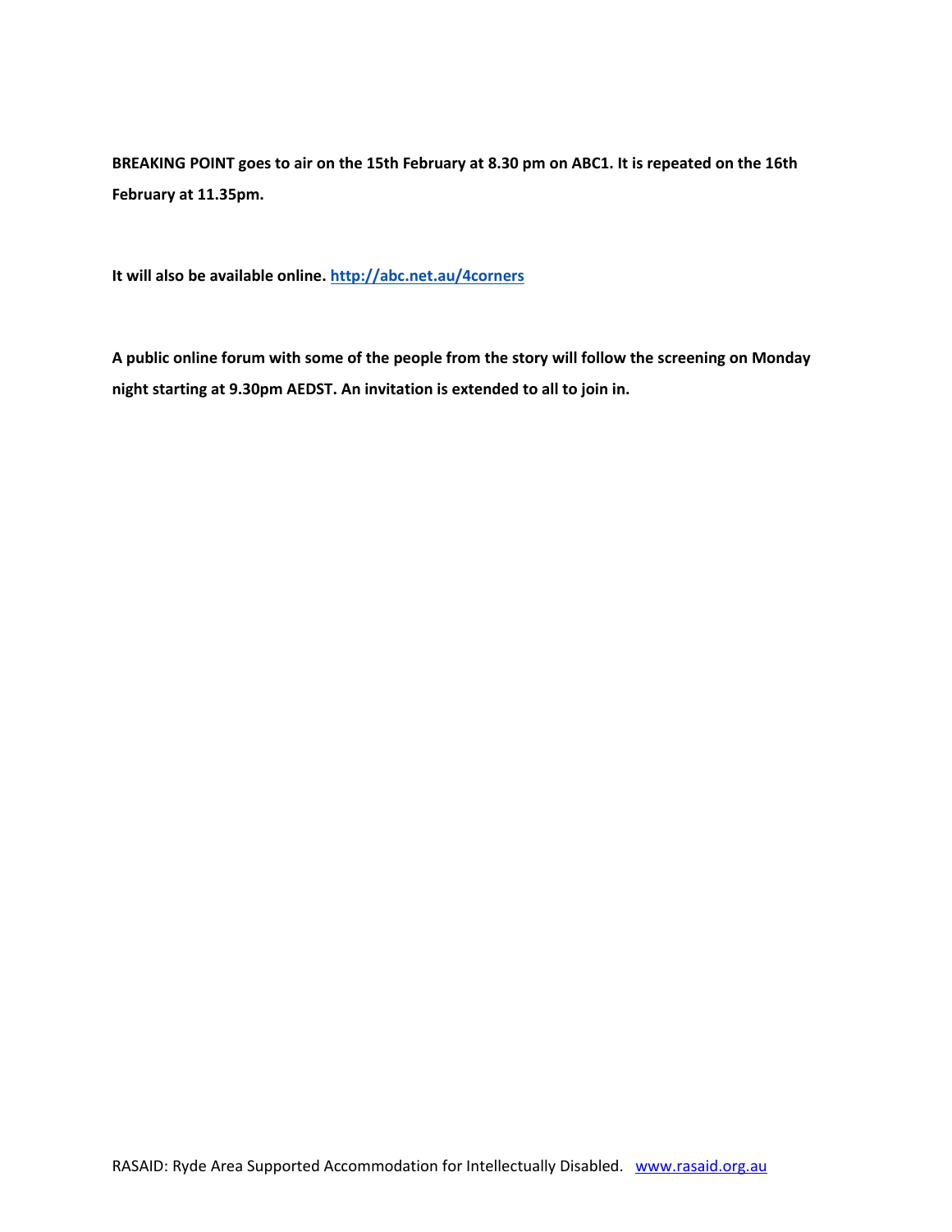**BREAKING POINT goes to air on the 15th February at 8.30 pm on ABC1. It is repeated on the 16th February at 11.35pm.**

**It will also be available online. http://abc.net.au/4corners**

**A public online forum with some of the people from the story will follow the screening on Monday night starting at 9.30pm AEDST. An invitation is extended to all to join in.**

RASAID: Ryde Area Supported Accommodation for Intellectually Disabled. www.rasaid.org.au